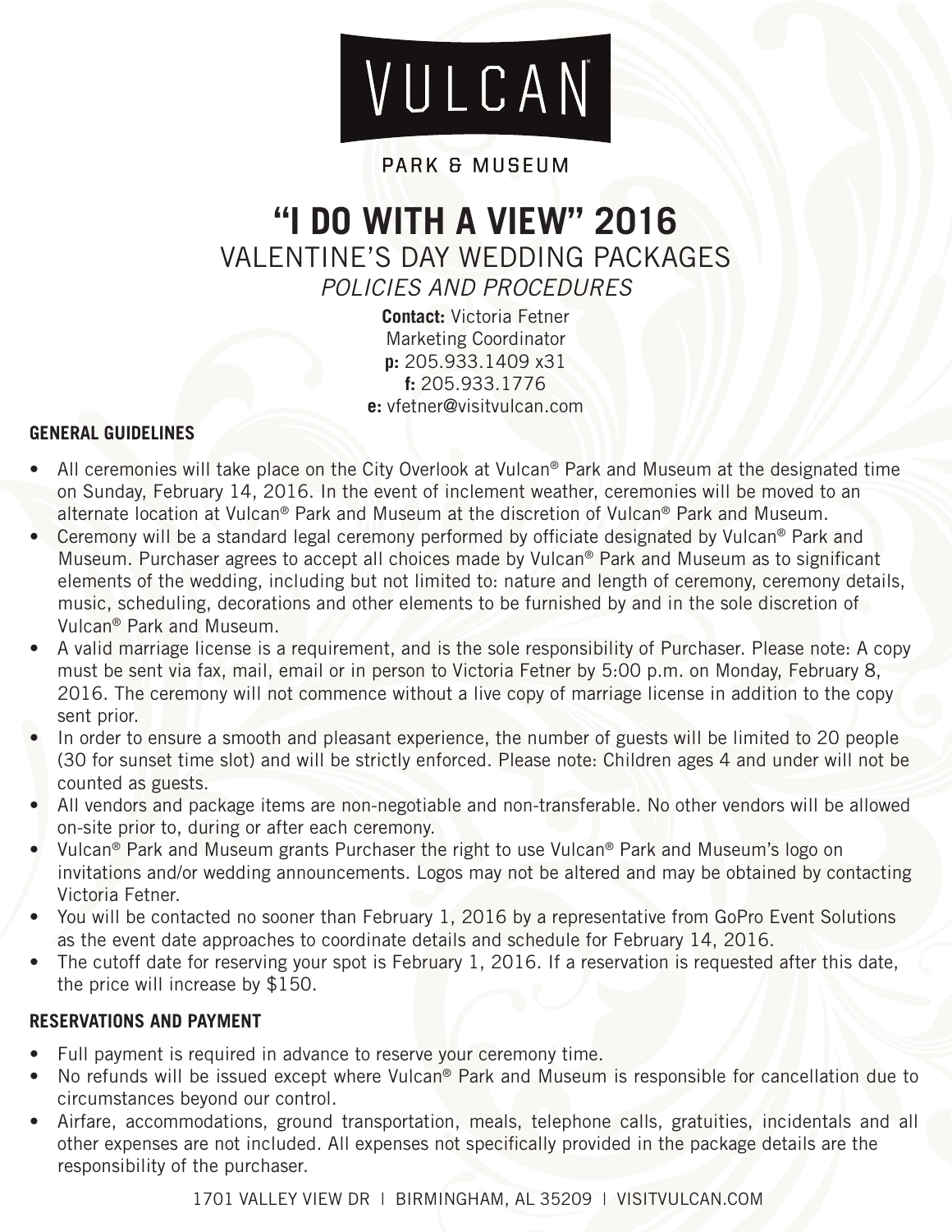# VULCAN

PARK & MUSEUM

# "I DO WITH A VIEW" 2016

## VALENTINE'S DAY WEDDING PACKAGES

*POLICIES AND PROCEDURES*

**Contact:** Victoria Fetner
Marketing Coordinator
**p:** 205.933.1409 x31
**f:** 205.933.1776
**e:** vfetner@visitvulcan.com

### GENERAL GUIDELINES

- All ceremonies will take place on the City Overlook at Vulcan® Park and Museum at the designated time on Sunday, February 14, 2016. In the event of inclement weather, ceremonies will be moved to an alternate location at Vulcan® Park and Museum at the discretion of Vulcan® Park and Museum.
- Ceremony will be a standard legal ceremony performed by officiate designated by Vulcan® Park and Museum. Purchaser agrees to accept all choices made by Vulcan® Park and Museum as to significant elements of the wedding, including but not limited to: nature and length of ceremony, ceremony details, music, scheduling, decorations and other elements to be furnished by and in the sole discretion of Vulcan® Park and Museum.
- A valid marriage license is a requirement, and is the sole responsibility of Purchaser. Please note: A copy must be sent via fax, mail, email or in person to Victoria Fetner by 5:00 p.m. on Monday, February 8, 2016. The ceremony will not commence without a live copy of marriage license in addition to the copy sent prior.
- In order to ensure a smooth and pleasant experience, the number of guests will be limited to 20 people (30 for sunset time slot) and will be strictly enforced. Please note: Children ages 4 and under will not be counted as guests.
- All vendors and package items are non-negotiable and non-transferable. No other vendors will be allowed on-site prior to, during or after each ceremony.
- Vulcan® Park and Museum grants Purchaser the right to use Vulcan® Park and Museum's logo on invitations and/or wedding announcements. Logos may not be altered and may be obtained by contacting Victoria Fetner.
- You will be contacted no sooner than February 1, 2016 by a representative from GoPro Event Solutions as the event date approaches to coordinate details and schedule for February 14, 2016.
- The cutoff date for reserving your spot is February 1, 2016. If a reservation is requested after this date, the price will increase by $150.

### RESERVATIONS AND PAYMENT

- Full payment is required in advance to reserve your ceremony time.
- No refunds will be issued except where Vulcan® Park and Museum is responsible for cancellation due to circumstances beyond our control.
- Airfare, accommodations, ground transportation, meals, telephone calls, gratuities, incidentals and all other expenses are not included. All expenses not specifically provided in the package details are the responsibility of the purchaser.

1701 VALLEY VIEW DR | BIRMINGHAM, AL 35209 | VISITVULCAN.COM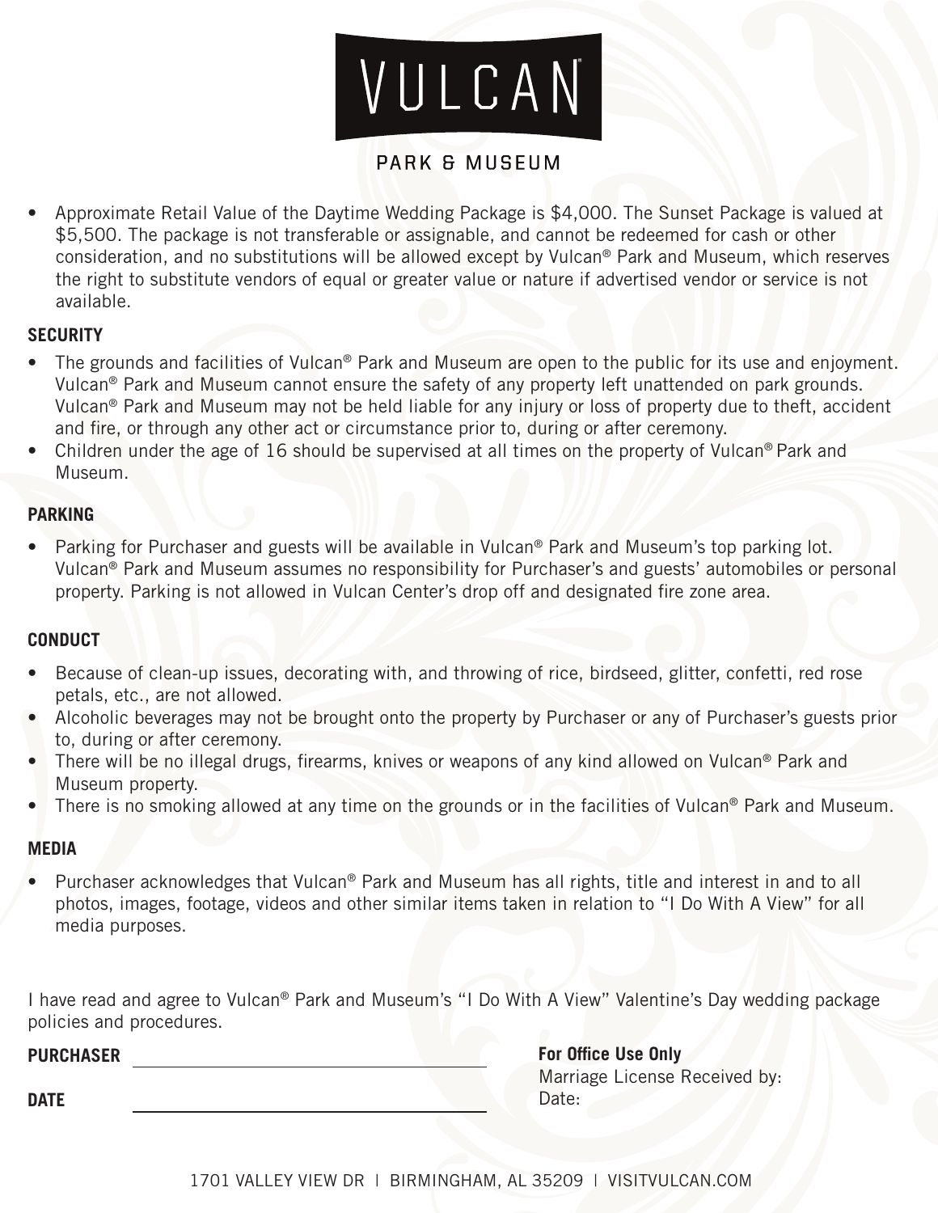# VULCAN®

PARK & MUSEUM

- Approximate Retail Value of the Daytime Wedding Package is $4,000. The Sunset Package is valued at $5,500. The package is not transferable or assignable, and cannot be redeemed for cash or other consideration, and no substitutions will be allowed except by Vulcan® Park and Museum, which reserves the right to substitute vendors of equal or greater value or nature if advertised vendor or service is not available.

**SECURITY**

- The grounds and facilities of Vulcan® Park and Museum are open to the public for its use and enjoyment. Vulcan® Park and Museum cannot ensure the safety of any property left unattended on park grounds. Vulcan® Park and Museum may not be held liable for any injury or loss of property due to theft, accident and fire, or through any other act or circumstance prior to, during or after ceremony.
- Children under the age of 16 should be supervised at all times on the property of Vulcan® Park and Museum.

**PARKING**

- Parking for Purchaser and guests will be available in Vulcan® Park and Museum's top parking lot. Vulcan® Park and Museum assumes no responsibility for Purchaser's and guests' automobiles or personal property. Parking is not allowed in Vulcan Center's drop off and designated fire zone area.

**CONDUCT**

- Because of clean-up issues, decorating with, and throwing of rice, birdseed, glitter, confetti, red rose petals, etc., are not allowed.
- Alcoholic beverages may not be brought onto the property by Purchaser or any of Purchaser's guests prior to, during or after ceremony.
- There will be no illegal drugs, firearms, knives or weapons of any kind allowed on Vulcan® Park and Museum property.
- There is no smoking allowed at any time on the grounds or in the facilities of Vulcan® Park and Museum.

**MEDIA**

- Purchaser acknowledges that Vulcan® Park and Museum has all rights, title and interest in and to all photos, images, footage, videos and other similar items taken in relation to "I Do With A View" for all media purposes.

I have read and agree to Vulcan® Park and Museum's "I Do With A View" Valentine's Day wedding package policies and procedures.

**PURCHASER** ______________________________

**DATE** ______________________________

**For Office Use Only**
Marriage License Received by:
Date:

1701 VALLEY VIEW DR | BIRMINGHAM, AL 35209 | VISITVULCAN.COM